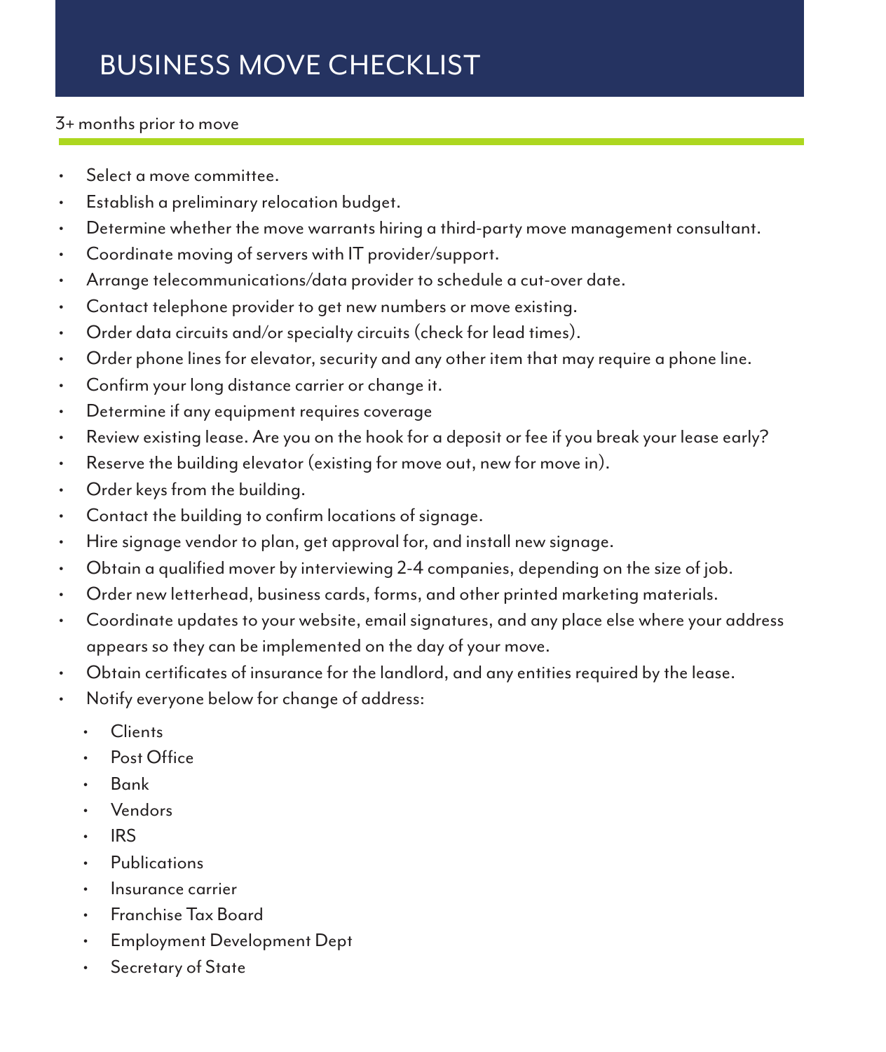# BUSINESS MOVE CHECKLIST

## 3+ months prior to move

- Select a move committee.
- Establish a preliminary relocation budget.
- Determine whether the move warrants hiring a third-party move management consultant.
- Coordinate moving of servers with IT provider/support.
- Arrange telecommunications/data provider to schedule a cut-over date.
- Contact telephone provider to get new numbers or move existing.
- Order data circuits and/or specialty circuits (check for lead times).
- Order phone lines for elevator, security and any other item that may require a phone line.
- Confirm your long distance carrier or change it.
- Determine if any equipment requires coverage
- Review existing lease. Are you on the hook for a deposit or fee if you break your lease early?
- Reserve the building elevator (existing for move out, new for move in).
- Order keys from the building.
- Contact the building to confirm locations of signage.
- Hire signage vendor to plan, get approval for, and install new signage.
- Obtain a qualified mover by interviewing 2-4 companies, depending on the size of job.
- Order new letterhead, business cards, forms, and other printed marketing materials.
- Coordinate updates to your website, email signatures, and any place else where your address appears so they can be implemented on the day of your move.
- Obtain certificates of insurance for the landlord, and any entities required by the lease.
- Notify everyone below for change of address:
  - Clients
  - Post Office
  - Bank
  - Vendors
  - IRS
  - Publications
  - Insurance carrier
  - Franchise Tax Board
  - Employment Development Dept
  - Secretary of State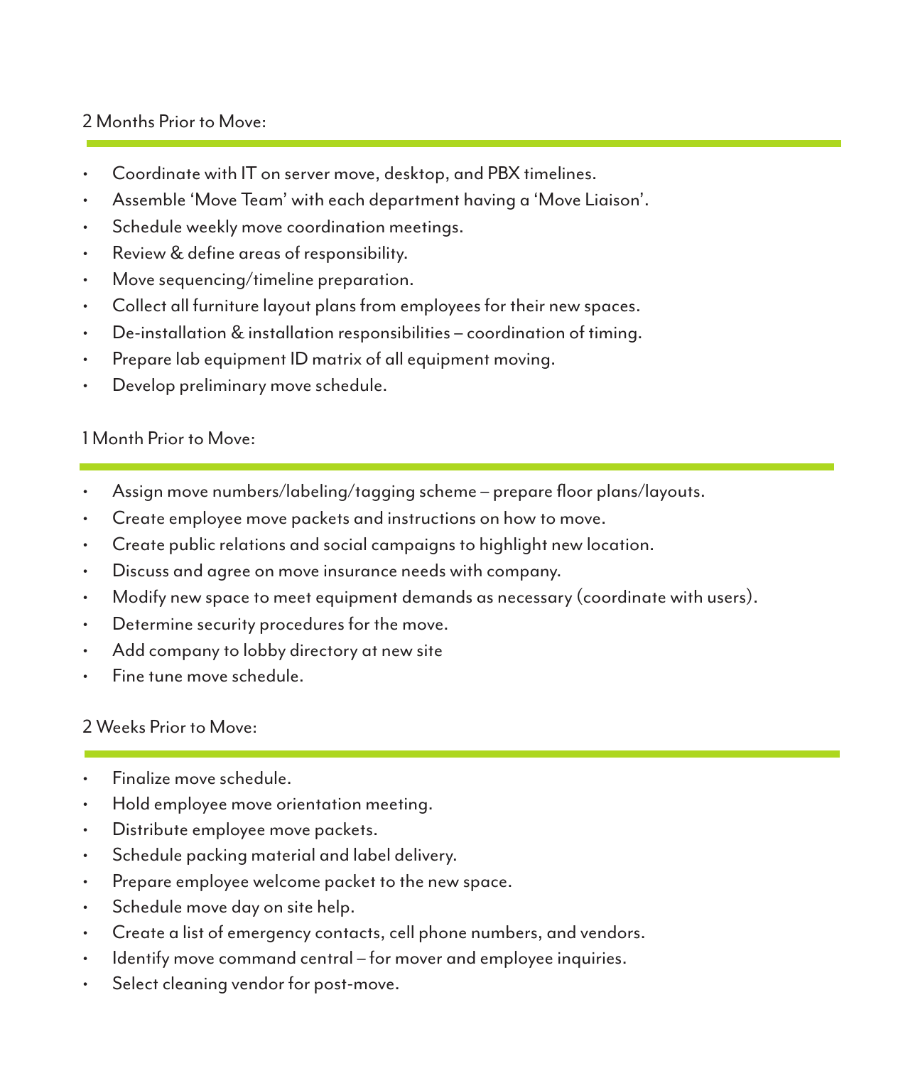## 2 Months Prior to Move:

- Coordinate with IT on server move, desktop, and PBX timelines.
- Assemble 'Move Team' with each department having a 'Move Liaison'.
- Schedule weekly move coordination meetings.
- Review & define areas of responsibility.
- Move sequencing/timeline preparation.
- Collect all furniture layout plans from employees for their new spaces.
- De-installation & installation responsibilities – coordination of timing.
- Prepare lab equipment ID matrix of all equipment moving.
- Develop preliminary move schedule.

## 1 Month Prior to Move:

- Assign move numbers/labeling/tagging scheme – prepare floor plans/layouts.
- Create employee move packets and instructions on how to move.
- Create public relations and social campaigns to highlight new location.
- Discuss and agree on move insurance needs with company.
- Modify new space to meet equipment demands as necessary (coordinate with users).
- Determine security procedures for the move.
- Add company to lobby directory at new site
- Fine tune move schedule.

## 2 Weeks Prior to Move:

- Finalize move schedule.
- Hold employee move orientation meeting.
- Distribute employee move packets.
- Schedule packing material and label delivery.
- Prepare employee welcome packet to the new space.
- Schedule move day on site help.
- Create a list of emergency contacts, cell phone numbers, and vendors.
- Identify move command central – for mover and employee inquiries.
- Select cleaning vendor for post-move.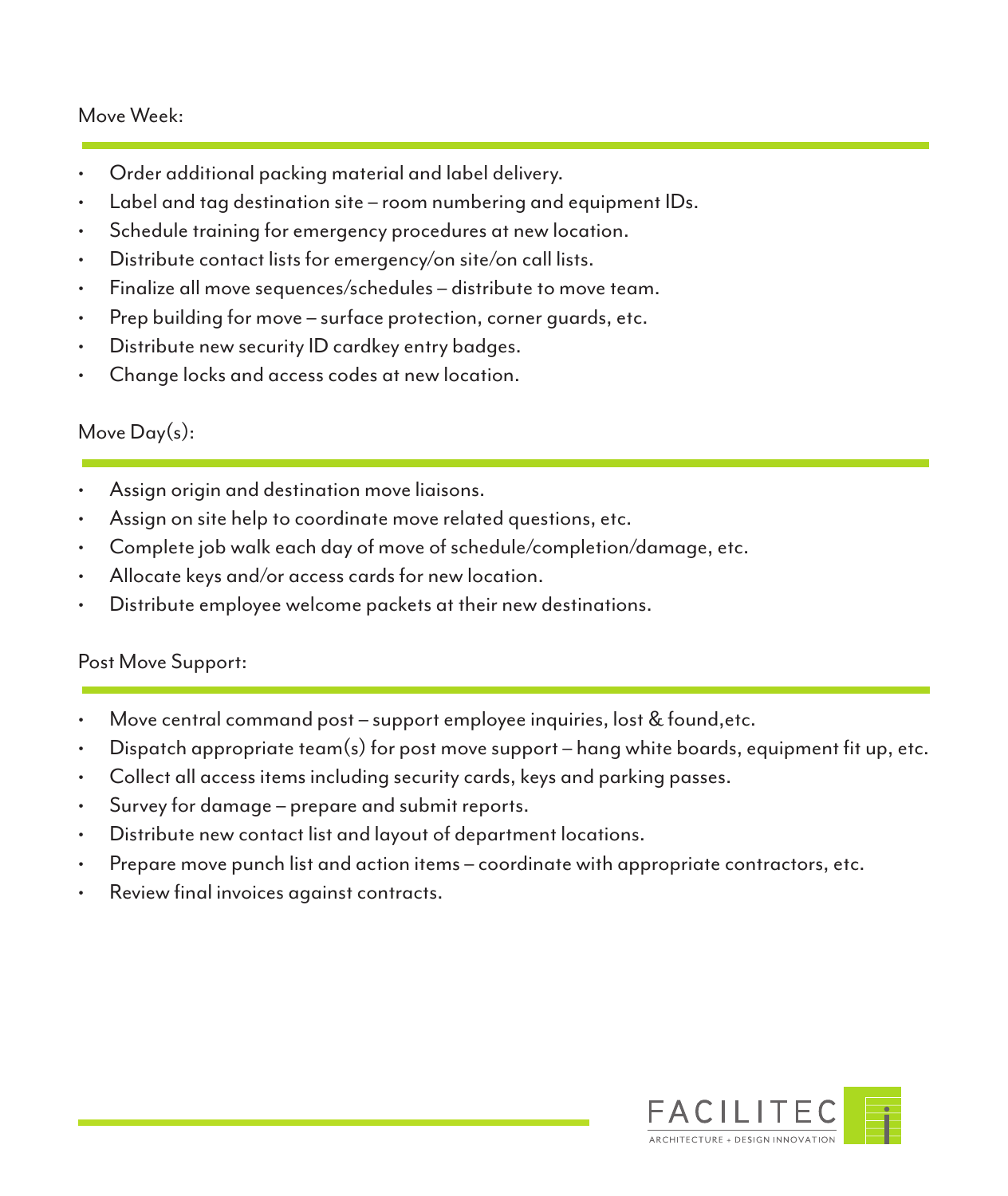## Move Week:

- Order additional packing material and label delivery.
- Label and tag destination site – room numbering and equipment IDs.
- Schedule training for emergency procedures at new location.
- Distribute contact lists for emergency/on site/on call lists.
- Finalize all move sequences/schedules – distribute to move team.
- Prep building for move – surface protection, corner guards, etc.
- Distribute new security ID cardkey entry badges.
- Change locks and access codes at new location.

## Move Day(s):

- Assign origin and destination move liaisons.
- Assign on site help to coordinate move related questions, etc.
- Complete job walk each day of move of schedule/completion/damage, etc.
- Allocate keys and/or access cards for new location.
- Distribute employee welcome packets at their new destinations.

## Post Move Support:

- Move central command post – support employee inquiries, lost & found,etc.
- Dispatch appropriate team(s) for post move support – hang white boards, equipment fit up, etc.
- Collect all access items including security cards, keys and parking passes.
- Survey for damage – prepare and submit reports.
- Distribute new contact list and layout of department locations.
- Prepare move punch list and action items – coordinate with appropriate contractors, etc.
- Review final invoices against contracts.

FACILITEC
ARCHITECTURE + DESIGN INNOVATION